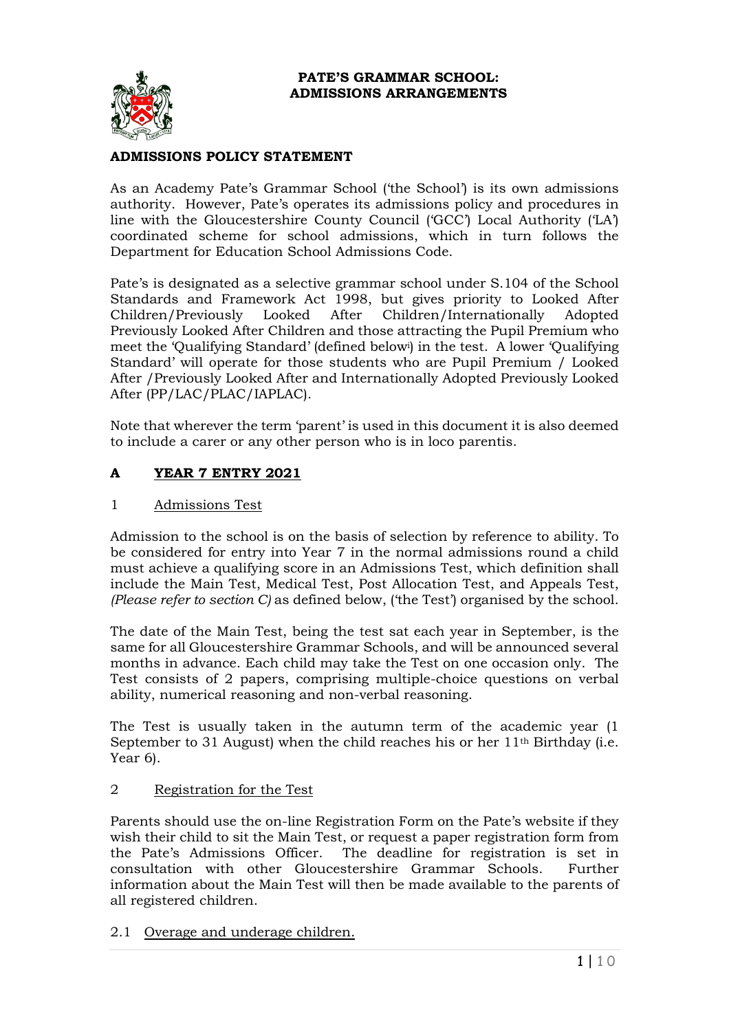# PATE'S GRAMMAR SCHOOL: ADMISSIONS ARRANGEMENTS

## ADMISSIONS POLICY STATEMENT

As an Academy Pate's Grammar School ('the School') is its own admissions authority. However, Pate's operates its admissions policy and procedures in line with the Gloucestershire County Council ('GCC') Local Authority ('LA') coordinated scheme for school admissions, which in turn follows the Department for Education School Admissions Code.

Pate's is designated as a selective grammar school under S.104 of the School Standards and Framework Act 1998, but gives priority to Looked After Children/Previously Looked After Children/Internationally Adopted Previously Looked After Children and those attracting the Pupil Premium who meet the 'Qualifying Standard' (defined below[i]) in the test. A lower 'Qualifying Standard' will operate for those students who are Pupil Premium / Looked After /Previously Looked After and Internationally Adopted Previously Looked After (PP/LAC/PLAC/IAPLAC).

Note that wherever the term 'parent' is used in this document it is also deemed to include a carer or any other person who is in loco parentis.

## A YEAR 7 ENTRY 2021

### 1 Admissions Test

Admission to the school is on the basis of selection by reference to ability. To be considered for entry into Year 7 in the normal admissions round a child must achieve a qualifying score in an Admissions Test, which definition shall include the Main Test, Medical Test, Post Allocation Test, and Appeals Test, *(Please refer to section C)* as defined below, ('the Test') organised by the school.

The date of the Main Test, being the test sat each year in September, is the same for all Gloucestershire Grammar Schools, and will be announced several months in advance. Each child may take the Test on one occasion only. The Test consists of 2 papers, comprising multiple-choice questions on verbal ability, numerical reasoning and non-verbal reasoning.

The Test is usually taken in the autumn term of the academic year (1 September to 31 August) when the child reaches his or her 11th Birthday (i.e. Year 6).

### 2 Registration for the Test

Parents should use the on-line Registration Form on the Pate's website if they wish their child to sit the Main Test, or request a paper registration form from the Pate's Admissions Officer. The deadline for registration is set in consultation with other Gloucestershire Grammar Schools. Further information about the Main Test will then be made available to the parents of all registered children.

#### 2.1 Overage and underage children.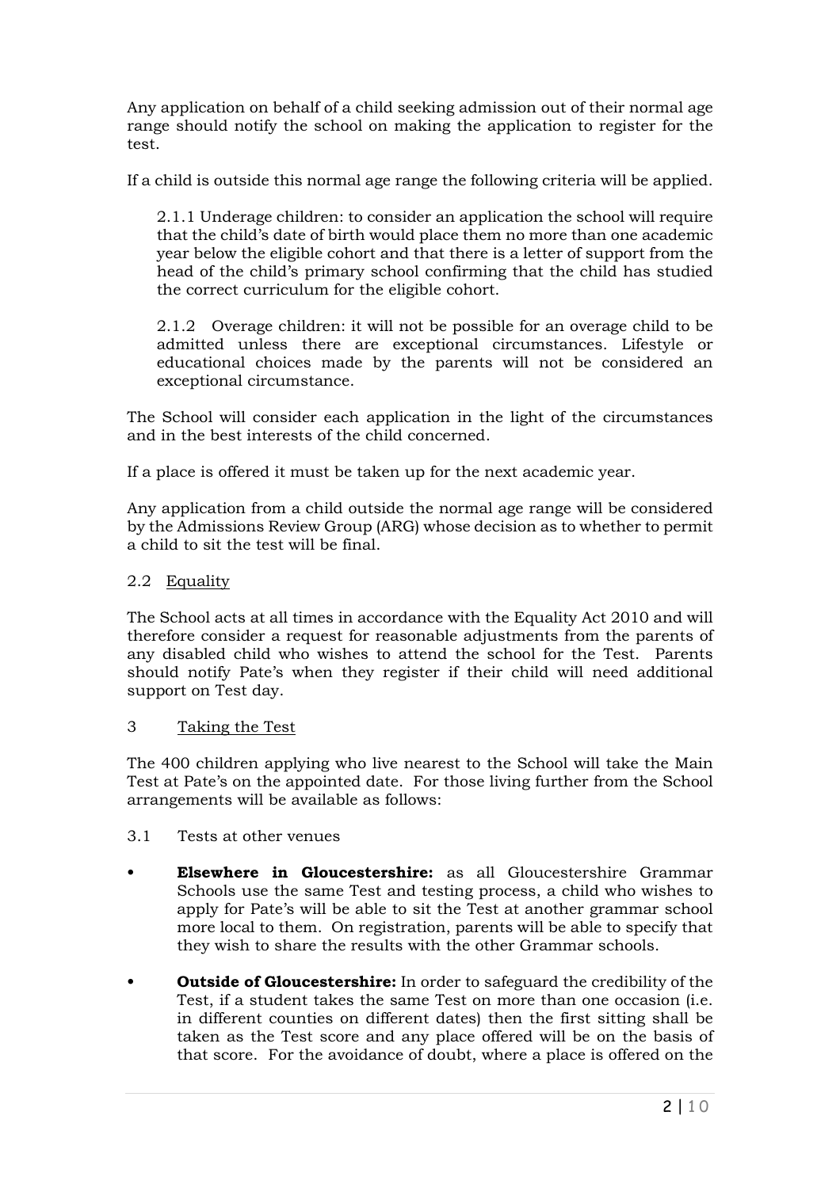Any application on behalf of a child seeking admission out of their normal age range should notify the school on making the application to register for the test.

If a child is outside this normal age range the following criteria will be applied.

2.1.1 Underage children: to consider an application the school will require that the child's date of birth would place them no more than one academic year below the eligible cohort and that there is a letter of support from the head of the child's primary school confirming that the child has studied the correct curriculum for the eligible cohort.

2.1.2 Overage children: it will not be possible for an overage child to be admitted unless there are exceptional circumstances. Lifestyle or educational choices made by the parents will not be considered an exceptional circumstance.

The School will consider each application in the light of the circumstances and in the best interests of the child concerned.

If a place is offered it must be taken up for the next academic year.

Any application from a child outside the normal age range will be considered by the Admissions Review Group (ARG) whose decision as to whether to permit a child to sit the test will be final.

## 2.2 Equality

The School acts at all times in accordance with the Equality Act 2010 and will therefore consider a request for reasonable adjustments from the parents of any disabled child who wishes to attend the school for the Test. Parents should notify Pate's when they register if their child will need additional support on Test day.

## 3 Taking the Test

The 400 children applying who live nearest to the School will take the Main Test at Pate's on the appointed date. For those living further from the School arrangements will be available as follows:

### 3.1 Tests at other venues

- **Elsewhere in Gloucestershire:** as all Gloucestershire Grammar Schools use the same Test and testing process, a child who wishes to apply for Pate's will be able to sit the Test at another grammar school more local to them. On registration, parents will be able to specify that they wish to share the results with the other Grammar schools.
- **Outside of Gloucestershire:** In order to safeguard the credibility of the Test, if a student takes the same Test on more than one occasion (i.e. in different counties on different dates) then the first sitting shall be taken as the Test score and any place offered will be on the basis of that score. For the avoidance of doubt, where a place is offered on the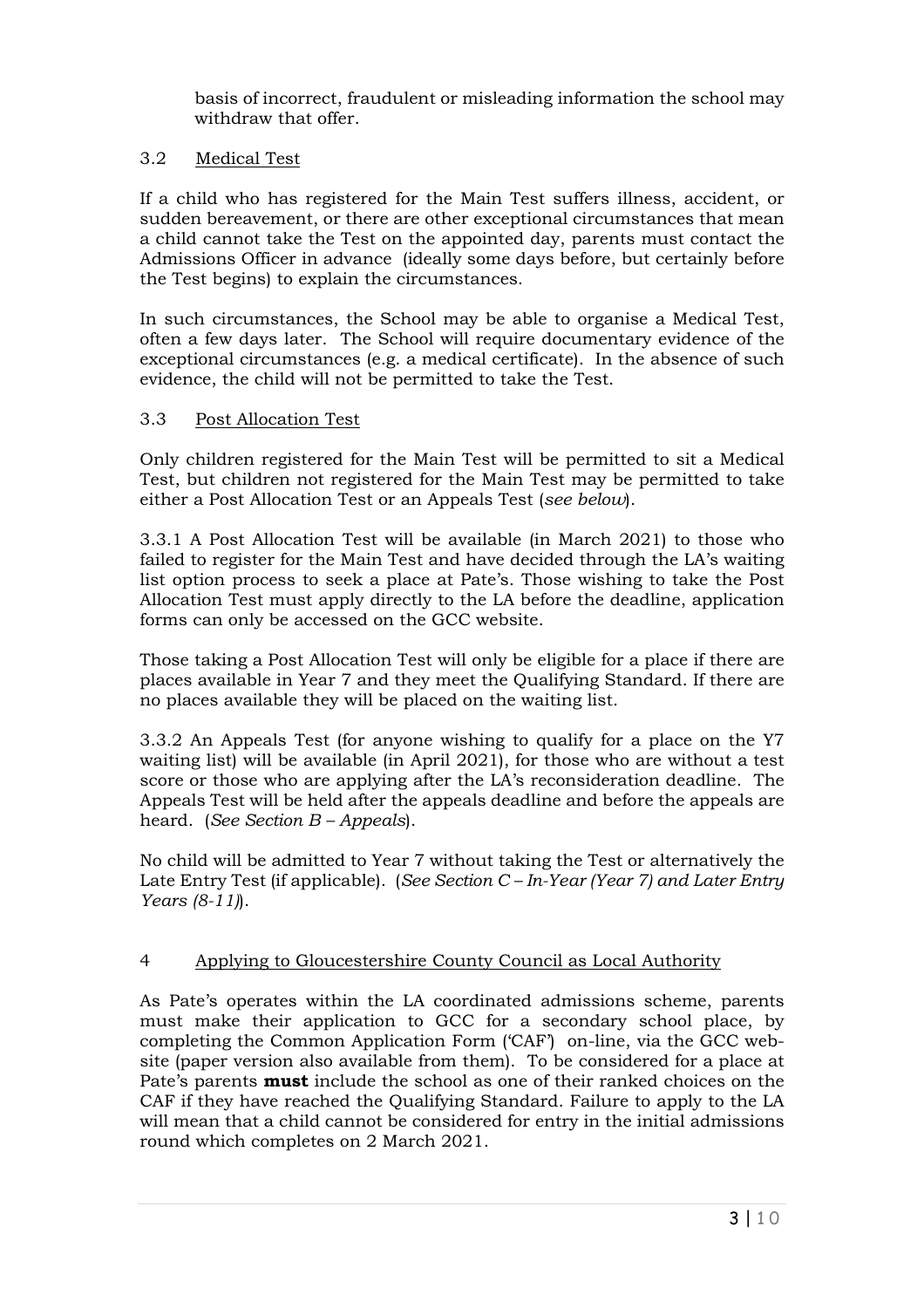basis of incorrect, fraudulent or misleading information the school may withdraw that offer.

### 3.2 Medical Test

If a child who has registered for the Main Test suffers illness, accident, or sudden bereavement, or there are other exceptional circumstances that mean a child cannot take the Test on the appointed day, parents must contact the Admissions Officer in advance (ideally some days before, but certainly before the Test begins) to explain the circumstances.

In such circumstances, the School may be able to organise a Medical Test, often a few days later. The School will require documentary evidence of the exceptional circumstances (e.g. a medical certificate). In the absence of such evidence, the child will not be permitted to take the Test.

### 3.3 Post Allocation Test

Only children registered for the Main Test will be permitted to sit a Medical Test, but children not registered for the Main Test may be permitted to take either a Post Allocation Test or an Appeals Test (*see below*).

3.3.1 A Post Allocation Test will be available (in March 2021) to those who failed to register for the Main Test and have decided through the LA's waiting list option process to seek a place at Pate's. Those wishing to take the Post Allocation Test must apply directly to the LA before the deadline, application forms can only be accessed on the GCC website.

Those taking a Post Allocation Test will only be eligible for a place if there are places available in Year 7 and they meet the Qualifying Standard. If there are no places available they will be placed on the waiting list.

3.3.2 An Appeals Test (for anyone wishing to qualify for a place on the Y7 waiting list) will be available (in April 2021), for those who are without a test score or those who are applying after the LA's reconsideration deadline. The Appeals Test will be held after the appeals deadline and before the appeals are heard. (*See Section B – Appeals*).

No child will be admitted to Year 7 without taking the Test or alternatively the Late Entry Test (if applicable). (*See Section C – In-Year (Year 7) and Later Entry Years (8-11)*).

## 4 Applying to Gloucestershire County Council as Local Authority

As Pate's operates within the LA coordinated admissions scheme, parents must make their application to GCC for a secondary school place, by completing the Common Application Form ('CAF') on-line, via the GCC web-site (paper version also available from them). To be considered for a place at Pate's parents **must** include the school as one of their ranked choices on the CAF if they have reached the Qualifying Standard. Failure to apply to the LA will mean that a child cannot be considered for entry in the initial admissions round which completes on 2 March 2021.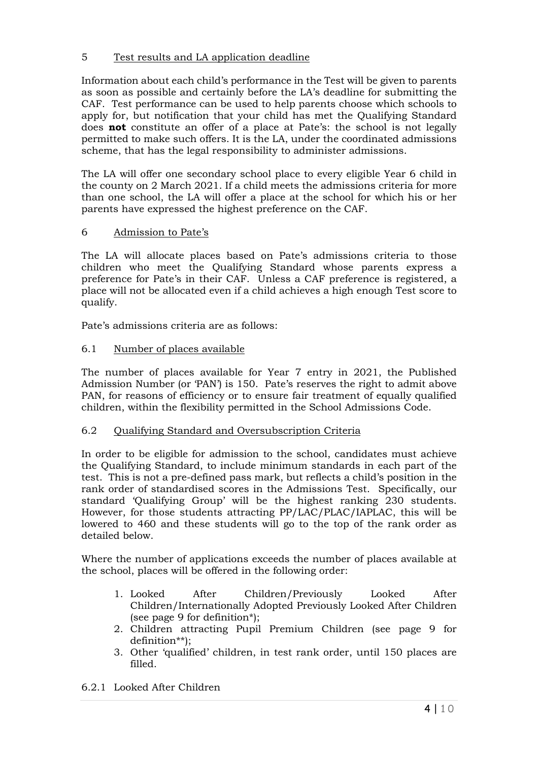## 5 Test results and LA application deadline

Information about each child's performance in the Test will be given to parents as soon as possible and certainly before the LA's deadline for submitting the CAF. Test performance can be used to help parents choose which schools to apply for, but notification that your child has met the Qualifying Standard does **not** constitute an offer of a place at Pate's: the school is not legally permitted to make such offers. It is the LA, under the coordinated admissions scheme, that has the legal responsibility to administer admissions.

The LA will offer one secondary school place to every eligible Year 6 child in the county on 2 March 2021. If a child meets the admissions criteria for more than one school, the LA will offer a place at the school for which his or her parents have expressed the highest preference on the CAF.

## 6 Admission to Pate's

The LA will allocate places based on Pate's admissions criteria to those children who meet the Qualifying Standard whose parents express a preference for Pate's in their CAF. Unless a CAF preference is registered, a place will not be allocated even if a child achieves a high enough Test score to qualify.

Pate's admissions criteria are as follows:

### 6.1 Number of places available

The number of places available for Year 7 entry in 2021, the Published Admission Number (or 'PAN') is 150. Pate's reserves the right to admit above PAN, for reasons of efficiency or to ensure fair treatment of equally qualified children, within the flexibility permitted in the School Admissions Code.

### 6.2 Qualifying Standard and Oversubscription Criteria

In order to be eligible for admission to the school, candidates must achieve the Qualifying Standard, to include minimum standards in each part of the test. This is not a pre-defined pass mark, but reflects a child's position in the rank order of standardised scores in the Admissions Test. Specifically, our standard 'Qualifying Group' will be the highest ranking 230 students. However, for those students attracting PP/LAC/PLAC/IAPLAC, this will be lowered to 460 and these students will go to the top of the rank order as detailed below.

Where the number of applications exceeds the number of places available at the school, places will be offered in the following order:

1. Looked After Children/Previously Looked After Children/Internationally Adopted Previously Looked After Children (see page 9 for definition*);
2. Children attracting Pupil Premium Children (see page 9 for definition**);
3. Other 'qualified' children, in test rank order, until 150 places are filled.

#### 6.2.1 Looked After Children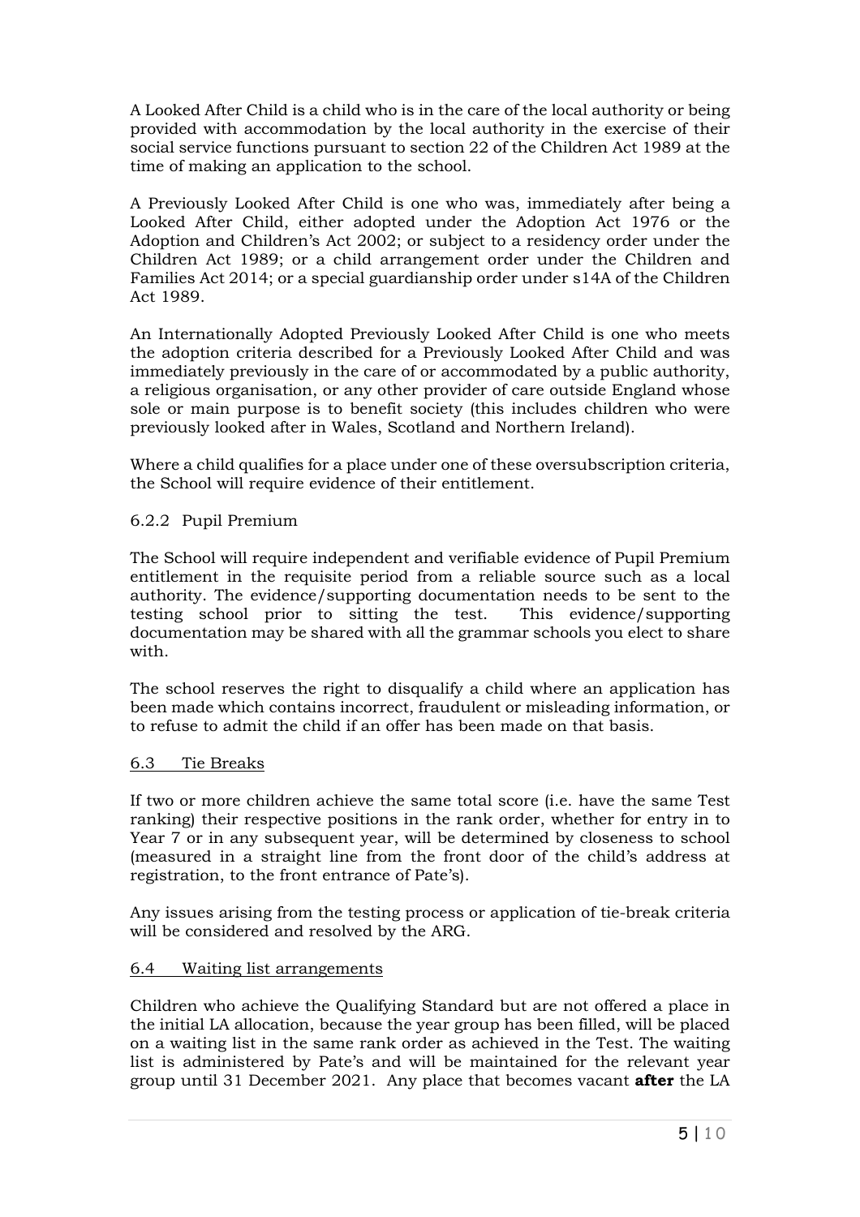A Looked After Child is a child who is in the care of the local authority or being provided with accommodation by the local authority in the exercise of their social service functions pursuant to section 22 of the Children Act 1989 at the time of making an application to the school.

A Previously Looked After Child is one who was, immediately after being a Looked After Child, either adopted under the Adoption Act 1976 or the Adoption and Children's Act 2002; or subject to a residency order under the Children Act 1989; or a child arrangement order under the Children and Families Act 2014; or a special guardianship order under s14A of the Children Act 1989.

An Internationally Adopted Previously Looked After Child is one who meets the adoption criteria described for a Previously Looked After Child and was immediately previously in the care of or accommodated by a public authority, a religious organisation, or any other provider of care outside England whose sole or main purpose is to benefit society (this includes children who were previously looked after in Wales, Scotland and Northern Ireland).

Where a child qualifies for a place under one of these oversubscription criteria, the School will require evidence of their entitlement.

6.2.2 Pupil Premium

The School will require independent and verifiable evidence of Pupil Premium entitlement in the requisite period from a reliable source such as a local authority. The evidence/supporting documentation needs to be sent to the testing school prior to sitting the test. This evidence/supporting documentation may be shared with all the grammar schools you elect to share with.

The school reserves the right to disqualify a child where an application has been made which contains incorrect, fraudulent or misleading information, or to refuse to admit the child if an offer has been made on that basis.

6.3 Tie Breaks

If two or more children achieve the same total score (i.e. have the same Test ranking) their respective positions in the rank order, whether for entry in to Year 7 or in any subsequent year, will be determined by closeness to school (measured in a straight line from the front door of the child's address at registration, to the front entrance of Pate's).

Any issues arising from the testing process or application of tie-break criteria will be considered and resolved by the ARG.

6.4 Waiting list arrangements

Children who achieve the Qualifying Standard but are not offered a place in the initial LA allocation, because the year group has been filled, will be placed on a waiting list in the same rank order as achieved in the Test. The waiting list is administered by Pate's and will be maintained for the relevant year group until 31 December 2021. Any place that becomes vacant **after** the LA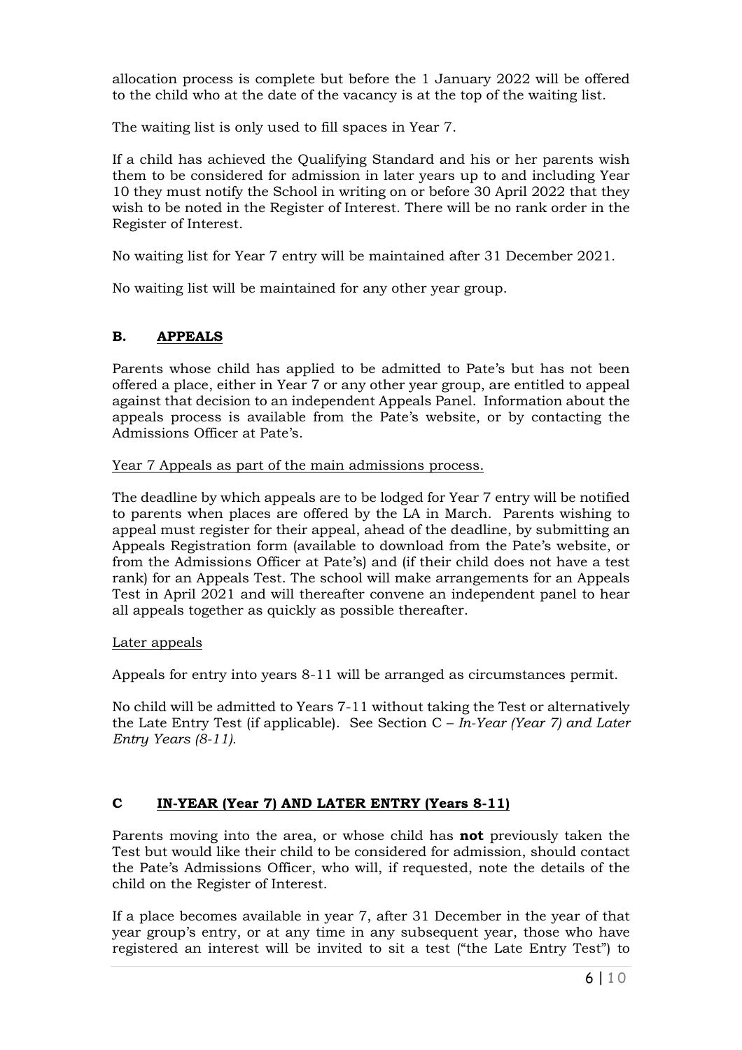allocation process is complete but before the 1 January 2022 will be offered to the child who at the date of the vacancy is at the top of the waiting list.

The waiting list is only used to fill spaces in Year 7.

If a child has achieved the Qualifying Standard and his or her parents wish them to be considered for admission in later years up to and including Year 10 they must notify the School in writing on or before 30 April 2022 that they wish to be noted in the Register of Interest. There will be no rank order in the Register of Interest.

No waiting list for Year 7 entry will be maintained after 31 December 2021.

No waiting list will be maintained for any other year group.

## B. APPEALS

Parents whose child has applied to be admitted to Pate's but has not been offered a place, either in Year 7 or any other year group, are entitled to appeal against that decision to an independent Appeals Panel. Information about the appeals process is available from the Pate's website, or by contacting the Admissions Officer at Pate's.

Year 7 Appeals as part of the main admissions process.

The deadline by which appeals are to be lodged for Year 7 entry will be notified to parents when places are offered by the LA in March. Parents wishing to appeal must register for their appeal, ahead of the deadline, by submitting an Appeals Registration form (available to download from the Pate's website, or from the Admissions Officer at Pate's) and (if their child does not have a test rank) for an Appeals Test. The school will make arrangements for an Appeals Test in April 2021 and will thereafter convene an independent panel to hear all appeals together as quickly as possible thereafter.

Later appeals

Appeals for entry into years 8-11 will be arranged as circumstances permit.

No child will be admitted to Years 7-11 without taking the Test or alternatively the Late Entry Test (if applicable). See Section C – *In-Year (Year 7) and Later Entry Years (8-11).*

## C IN-YEAR (Year 7) AND LATER ENTRY (Years 8-11)

Parents moving into the area, or whose child has **not** previously taken the Test but would like their child to be considered for admission, should contact the Pate's Admissions Officer, who will, if requested, note the details of the child on the Register of Interest.

If a place becomes available in year 7, after 31 December in the year of that year group's entry, or at any time in any subsequent year, those who have registered an interest will be invited to sit a test ("the Late Entry Test") to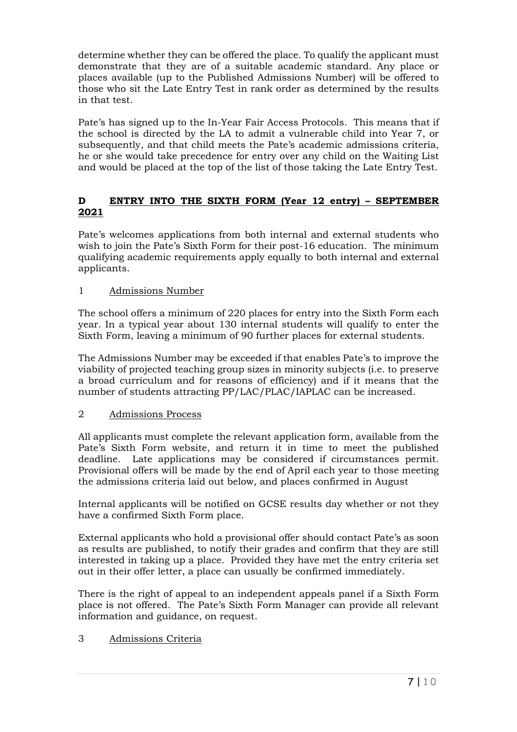determine whether they can be offered the place. To qualify the applicant must demonstrate that they are of a suitable academic standard. Any place or places available (up to the Published Admissions Number) will be offered to those who sit the Late Entry Test in rank order as determined by the results in that test.

Pate's has signed up to the In-Year Fair Access Protocols. This means that if the school is directed by the LA to admit a vulnerable child into Year 7, or subsequently, and that child meets the Pate's academic admissions criteria, he or she would take precedence for entry over any child on the Waiting List and would be placed at the top of the list of those taking the Late Entry Test.

## D ENTRY INTO THE SIXTH FORM (Year 12 entry) – SEPTEMBER 2021

Pate's welcomes applications from both internal and external students who wish to join the Pate's Sixth Form for their post-16 education. The minimum qualifying academic requirements apply equally to both internal and external applicants.

### 1 Admissions Number

The school offers a minimum of 220 places for entry into the Sixth Form each year. In a typical year about 130 internal students will qualify to enter the Sixth Form, leaving a minimum of 90 further places for external students.

The Admissions Number may be exceeded if that enables Pate's to improve the viability of projected teaching group sizes in minority subjects (i.e. to preserve a broad curriculum and for reasons of efficiency) and if it means that the number of students attracting PP/LAC/PLAC/IAPLAC can be increased.

### 2 Admissions Process

All applicants must complete the relevant application form, available from the Pate's Sixth Form website, and return it in time to meet the published deadline. Late applications may be considered if circumstances permit. Provisional offers will be made by the end of April each year to those meeting the admissions criteria laid out below, and places confirmed in August

Internal applicants will be notified on GCSE results day whether or not they have a confirmed Sixth Form place.

External applicants who hold a provisional offer should contact Pate's as soon as results are published, to notify their grades and confirm that they are still interested in taking up a place. Provided they have met the entry criteria set out in their offer letter, a place can usually be confirmed immediately.

There is the right of appeal to an independent appeals panel if a Sixth Form place is not offered. The Pate's Sixth Form Manager can provide all relevant information and guidance, on request.

### 3 Admissions Criteria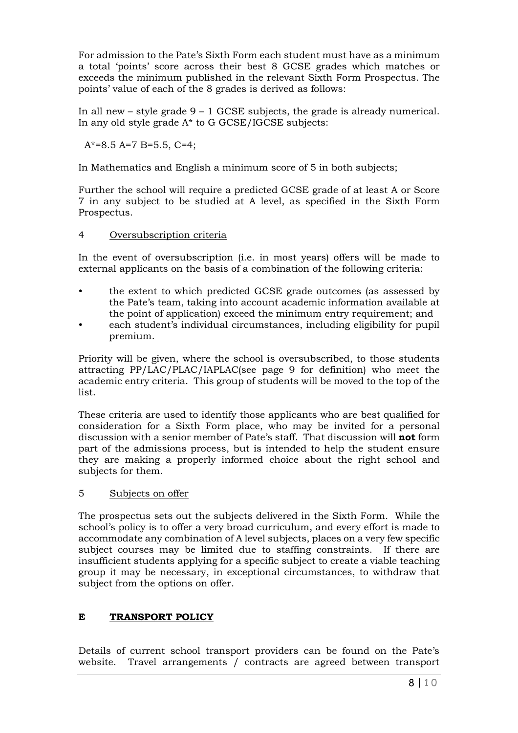For admission to the Pate's Sixth Form each student must have as a minimum a total 'points' score across their best 8 GCSE grades which matches or exceeds the minimum published in the relevant Sixth Form Prospectus. The points' value of each of the 8 grades is derived as follows:

In all new – style grade 9 – 1 GCSE subjects, the grade is already numerical. In any old style grade A* to G GCSE/IGCSE subjects:

A*=8.5 A=7 B=5.5, C=4;

In Mathematics and English a minimum score of 5 in both subjects;

Further the school will require a predicted GCSE grade of at least A or Score 7 in any subject to be studied at A level, as specified in the Sixth Form Prospectus.

4 <u>Oversubscription criteria</u>

In the event of oversubscription (i.e. in most years) offers will be made to external applicants on the basis of a combination of the following criteria:

- the extent to which predicted GCSE grade outcomes (as assessed by the Pate's team, taking into account academic information available at the point of application) exceed the minimum entry requirement; and
- each student's individual circumstances, including eligibility for pupil premium.

Priority will be given, where the school is oversubscribed, to those students attracting PP/LAC/PLAC/IAPLAC(see page 9 for definition) who meet the academic entry criteria. This group of students will be moved to the top of the list.

These criteria are used to identify those applicants who are best qualified for consideration for a Sixth Form place, who may be invited for a personal discussion with a senior member of Pate's staff. That discussion will **not** form part of the admissions process, but is intended to help the student ensure they are making a properly informed choice about the right school and subjects for them.

5 <u>Subjects on offer</u>

The prospectus sets out the subjects delivered in the Sixth Form. While the school's policy is to offer a very broad curriculum, and every effort is made to accommodate any combination of A level subjects, places on a very few specific subject courses may be limited due to staffing constraints. If there are insufficient students applying for a specific subject to create a viable teaching group it may be necessary, in exceptional circumstances, to withdraw that subject from the options on offer.

## E <u>TRANSPORT POLICY</u>

Details of current school transport providers can be found on the Pate's website. Travel arrangements / contracts are agreed between transport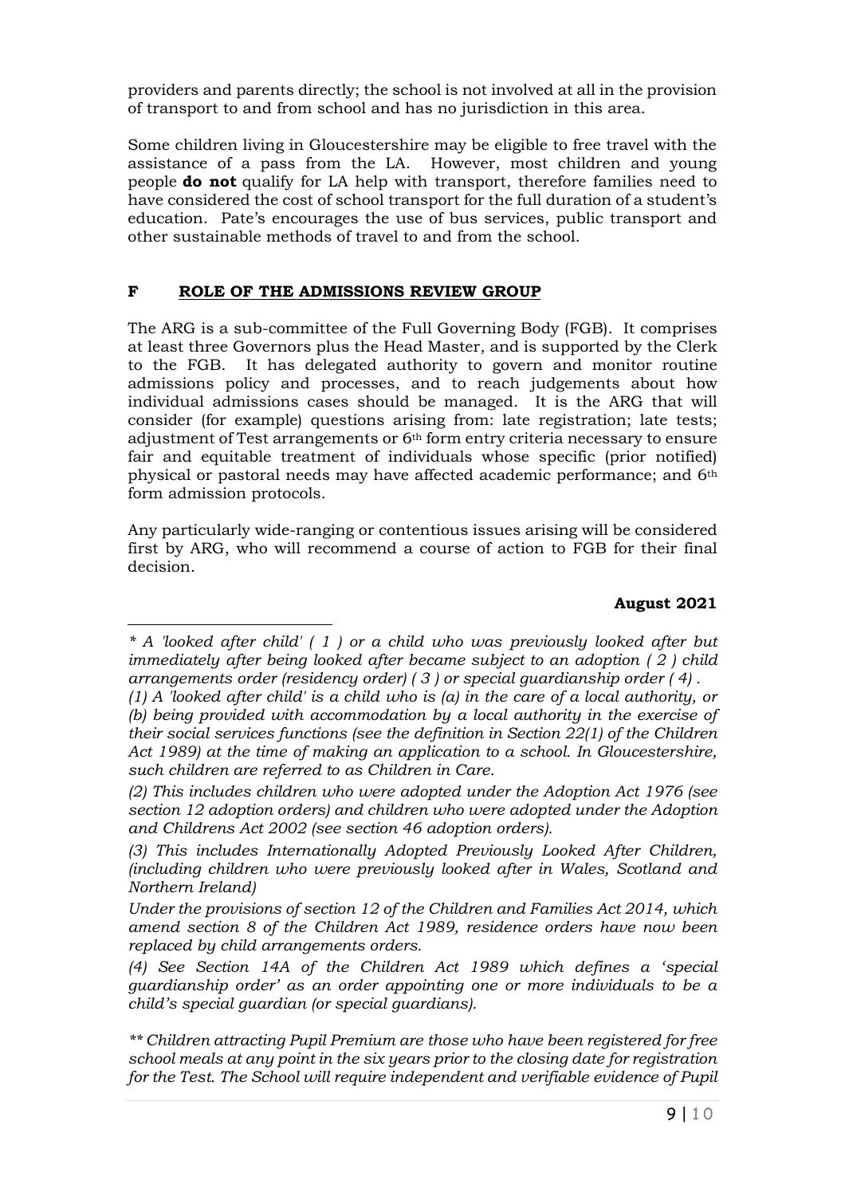providers and parents directly; the school is not involved at all in the provision of transport to and from school and has no jurisdiction in this area.

Some children living in Gloucestershire may be eligible to free travel with the assistance of a pass from the LA. However, most children and young people **do not** qualify for LA help with transport, therefore families need to have considered the cost of school transport for the full duration of a student's education. Pate's encourages the use of bus services, public transport and other sustainable methods of travel to and from the school.

## F ROLE OF THE ADMISSIONS REVIEW GROUP

The ARG is a sub-committee of the Full Governing Body (FGB). It comprises at least three Governors plus the Head Master, and is supported by the Clerk to the FGB. It has delegated authority to govern and monitor routine admissions policy and processes, and to reach judgements about how individual admissions cases should be managed. It is the ARG that will consider (for example) questions arising from: late registration; late tests; adjustment of Test arrangements or 6th form entry criteria necessary to ensure fair and equitable treatment of individuals whose specific (prior notified) physical or pastoral needs may have affected academic performance; and 6th form admission protocols.

Any particularly wide-ranging or contentious issues arising will be considered first by ARG, who will recommend a course of action to FGB for their final decision.

**August 2021**

---

*\* A 'looked after child' ( 1 ) or a child who was previously looked after but immediately after being looked after became subject to an adoption ( 2 ) child arrangements order (residency order) ( 3 ) or special guardianship order ( 4 ) .*

*(1) A 'looked after child' is a child who is (a) in the care of a local authority, or (b) being provided with accommodation by a local authority in the exercise of their social services functions (see the definition in Section 22(1) of the Children Act 1989) at the time of making an application to a school. In Gloucestershire, such children are referred to as Children in Care.*

*(2) This includes children who were adopted under the Adoption Act 1976 (see section 12 adoption orders) and children who were adopted under the Adoption and Childrens Act 2002 (see section 46 adoption orders).*

*(3) This includes Internationally Adopted Previously Looked After Children, (including children who were previously looked after in Wales, Scotland and Northern Ireland)*

*Under the provisions of section 12 of the Children and Families Act 2014, which amend section 8 of the Children Act 1989, residence orders have now been replaced by child arrangements orders.*

*(4) See Section 14A of the Children Act 1989 which defines a 'special guardianship order' as an order appointing one or more individuals to be a child's special guardian (or special guardians).*

*\*\* Children attracting Pupil Premium are those who have been registered for free school meals at any point in the six years prior to the closing date for registration for the Test. The School will require independent and verifiable evidence of Pupil*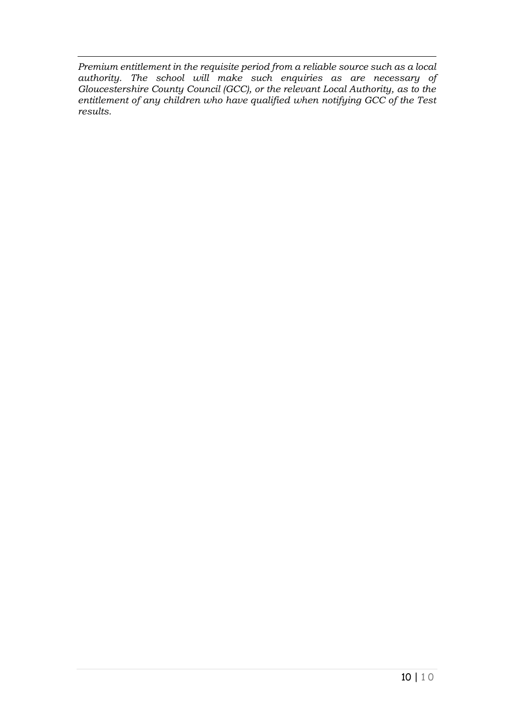*Premium entitlement in the requisite period from a reliable source such as a local authority. The school will make such enquiries as are necessary of Gloucestershire County Council (GCC), or the relevant Local Authority, as to the entitlement of any children who have qualified when notifying GCC of the Test results.*